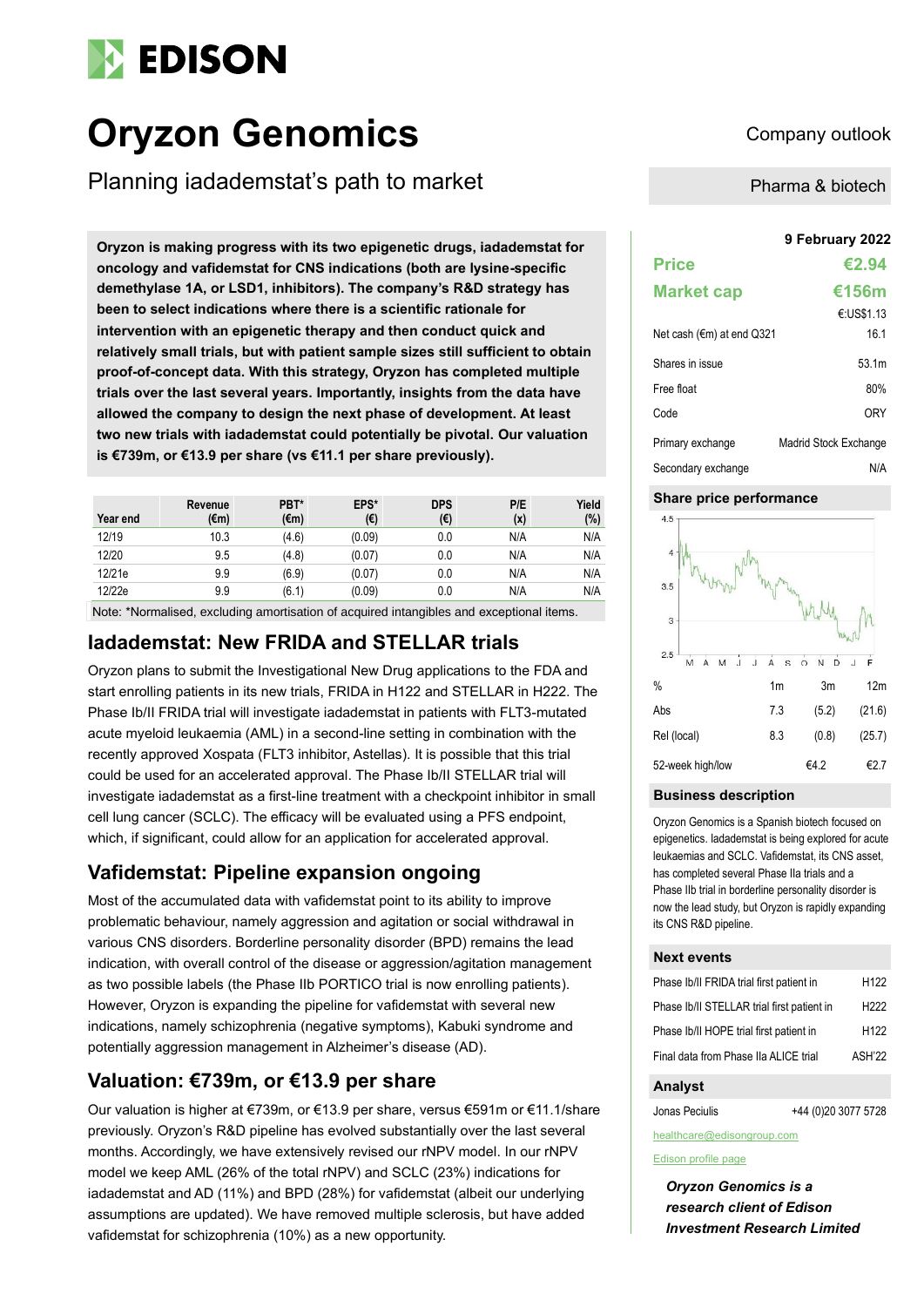# Oryzon Genomics

Company outlook

## Planning iadademstat's path to market

Pharma & biotech

**Oryzon is making progress with its two epigenetic drugs, iadademstat for oncology and vafidemstat for CNS indications (both are lysine-specific demethylase 1A, or LSD1, inhibitors). The company's R&D strategy has been to select indications where there is a scientific rationale for intervention with an epigenetic therapy and then conduct quick and relatively small trials, but with patient sample sizes still sufficient to obtain proof-of-concept data. With this strategy, Oryzon has completed multiple trials over the last several years. Importantly, insights from the data have allowed the company to design the next phase of development. At least two new trials with iadademstat could potentially be pivotal. Our valuation is €739m, or €13.9 per share (vs €11.1 per share previously).**

| Year end | Revenue (€m) | PBT* (€m) | EPS* (€) | DPS (€) | P/E (x) | Yield (%) |
|---|---|---|---|---|---|---|
| 12/19 | 10.3 | (4.6) | (0.09) | 0.0 | N/A | N/A |
| 12/20 | 9.5 | (4.8) | (0.07) | 0.0 | N/A | N/A |
| 12/21e | 9.9 | (6.9) | (0.07) | 0.0 | N/A | N/A |
| 12/22e | 9.9 | (6.1) | (0.09) | 0.0 | N/A | N/A |

Note: *Normalised, excluding amortisation of acquired intangibles and exceptional items.

## Iadademstat: New FRIDA and STELLAR trials

Oryzon plans to submit the Investigational New Drug applications to the FDA and start enrolling patients in its new trials, FRIDA in H122 and STELLAR in H222. The Phase Ib/II FRIDA trial will investigate iadademstat in patients with FLT3-mutated acute myeloid leukaemia (AML) in a second-line setting in combination with the recently approved Xospata (FLT3 inhibitor, Astellas). It is possible that this trial could be used for an accelerated approval. The Phase Ib/II STELLAR trial will investigate iadademstat as a first-line treatment with a checkpoint inhibitor in small cell lung cancer (SCLC). The efficacy will be evaluated using a PFS endpoint, which, if significant, could allow for an application for accelerated approval.

## Vafidemstat: Pipeline expansion ongoing

Most of the accumulated data with vafidemstat point to its ability to improve problematic behaviour, namely aggression and agitation or social withdrawal in various CNS disorders. Borderline personality disorder (BPD) remains the lead indication, with overall control of the disease or aggression/agitation management as two possible labels (the Phase IIb PORTICO trial is now enrolling patients). However, Oryzon is expanding the pipeline for vafidemstat with several new indications, namely schizophrenia (negative symptoms), Kabuki syndrome and potentially aggression management in Alzheimer's disease (AD).

## Valuation: €739m, or €13.9 per share

Our valuation is higher at €739m, or €13.9 per share, versus €591m or €11.1/share previously. Oryzon's R&D pipeline has evolved substantially over the last several months. Accordingly, we have extensively revised our rNPV model. In our rNPV model we keep AML (26% of the total rNPV) and SCLC (23%) indications for iadademstat and AD (11%) and BPD (28%) for vafidemstat (albeit our underlying assumptions are updated). We have removed multiple sclerosis, but have added vafidemstat for schizophrenia (10%) as a new opportunity.

**9 February 2022**

| | |
|---|---|
| **Price** | **€2.94** |
| **Market cap** | **€156m** |
| | €:US$1.13 |
| Net cash (€m) at end Q321 | 16.1 |
| Shares in issue | 53.1m |
| Free float | 80% |
| Code | ORY |
| Primary exchange | Madrid Stock Exchange |
| Secondary exchange | N/A |

### Share price performance

| % | 1m | 3m | 12m |
|---|---|---|---|
| Abs | 7.3 | (5.2) | (21.6) |
| Rel (local) | 8.3 | (0.8) | (25.7) |
| 52-week high/low | | €4.2 | €2.7 |

### Business description

Oryzon Genomics is a Spanish biotech focused on epigenetics. Iadademstat is being explored for acute leukaemias and SCLC. Vafidemstat, its CNS asset, has completed several Phase IIa trials and a Phase IIb trial in borderline personality disorder is now the lead study, but Oryzon is rapidly expanding its CNS R&D pipeline.

### Next events

| | |
|---|---|
| Phase Ib/II FRIDA trial first patient in | H122 |
| Phase Ib/II STELLAR trial first patient in | H222 |
| Phase Ib/II HOPE trial first patient in | H122 |
| Final data from Phase IIa ALICE trial | ASH'22 |

### Analyst

Jonas Peciulis +44 (0)20 3077 5728

healthcare@edisongroup.com

Edison profile page

***Oryzon Genomics is a research client of Edison Investment Research Limited***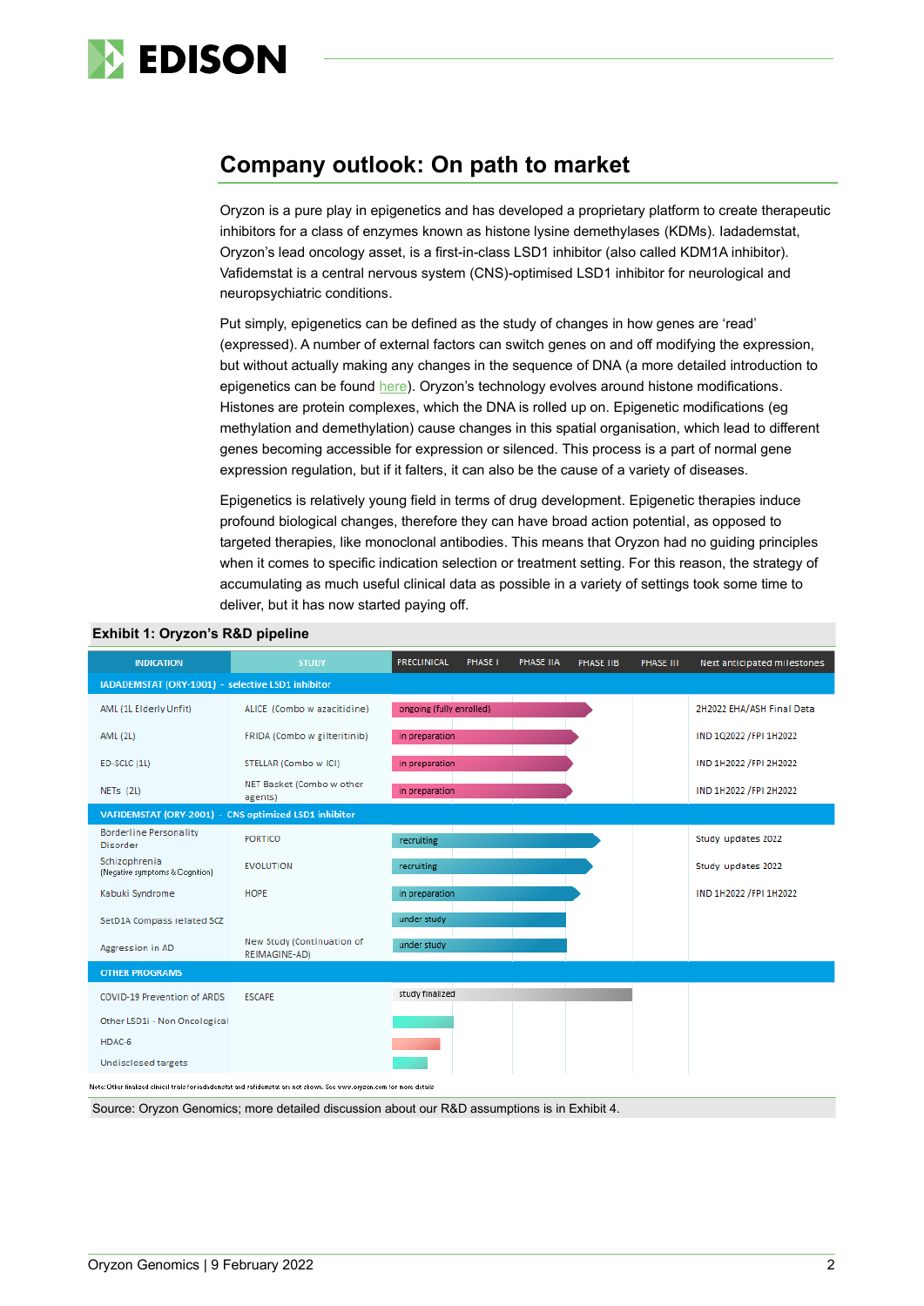## Company outlook: On path to market

Oryzon is a pure play in epigenetics and has developed a proprietary platform to create therapeutic inhibitors for a class of enzymes known as histone lysine demethylases (KDMs). Iadademstat, Oryzon's lead oncology asset, is a first-in-class LSD1 inhibitor (also called KDM1A inhibitor). Vafidemstat is a central nervous system (CNS)-optimised LSD1 inhibitor for neurological and neuropsychiatric conditions.

Put simply, epigenetics can be defined as the study of changes in how genes are 'read' (expressed). A number of external factors can switch genes on and off modifying the expression, but without actually making any changes in the sequence of DNA (a more detailed introduction to epigenetics can be found here). Oryzon's technology evolves around histone modifications. Histones are protein complexes, which the DNA is rolled up on. Epigenetic modifications (eg methylation and demethylation) cause changes in this spatial organisation, which lead to different genes becoming accessible for expression or silenced. This process is a part of normal gene expression regulation, but if it falters, it can also be the cause of a variety of diseases.

Epigenetics is relatively young field in terms of drug development. Epigenetic therapies induce profound biological changes, therefore they can have broad action potential, as opposed to targeted therapies, like monoclonal antibodies. This means that Oryzon had no guiding principles when it comes to specific indication selection or treatment setting. For this reason, the strategy of accumulating as much useful clinical data as possible in a variety of settings took some time to deliver, but it has now started paying off.

**Exhibit 1: Oryzon's R&D pipeline**

| INDICATION | STUDY | Status | Next anticipated milestones |
|---|---|---|---|
| **IADADEMSTAT (ORY-1001) - selective LSD1 inhibitor** | | | |
| AML (1L Elderly Unfit) | ALICE (Combo w azacitidine) | ongoing (fully enrolled) | 2H2022 EHA/ASH Final Data |
| AML (2L) | FRIDA (Combo w gilteritinib) | in preparation | IND 1Q2022 /FPI 1H2022 |
| ED-SCLC (1L) | STELLAR (Combo w ICI) | in preparation | IND 1H2022 /FPI 2H2022 |
| NETs (2L) | NET Basket (Combo w other agents) | in preparation | IND 1H2022 /FPI 2H2022 |
| **VAFIDEMSTAT (ORY-2001) - CNS optimized LSD1 inhibitor** | | | |
| Borderline Personality Disorder | PORTICO | recruiting | Study updates 2022 |
| Schizophrenia (Negative symptoms & Cognition) | EVOLUTION | recruiting | Study updates 2022 |
| Kabuki Syndrome | HOPE | in preparation | IND 1H2022 /FPI 1H2022 |
| SetD1A Compass related SCZ | | under study | |
| Aggression in AD | New Study (Continuation of REIMAGINE-AD) | under study | |
| **OTHER PROGRAMS** | | | |
| COVID-19 Prevention of ARDS | ESCAPE | study finalized | |
| Other LSD1i - Non Oncological | | | |
| HDAC-6 | | | |
| Undisclosed targets | | | |

Note: Other finalized clinical trials for iadademstat and vafidemstat are not shown. See www.oryzon.com for more details

Source: Oryzon Genomics; more detailed discussion about our R&D assumptions is in Exhibit 4.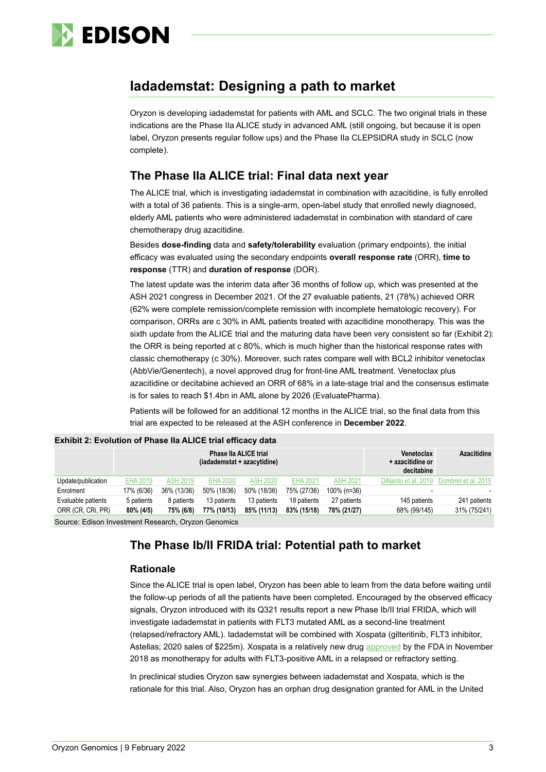## Iadademstat: Designing a path to market

Oryzon is developing iadademstat for patients with AML and SCLC. The two original trials in these indications are the Phase IIa ALICE study in advanced AML (still ongoing, but because it is open label, Oryzon presents regular follow ups) and the Phase IIa CLEPSIDRA study in SCLC (now complete).

### The Phase IIa ALICE trial: Final data next year

The ALICE trial, which is investigating iadademstat in combination with azacitidine, is fully enrolled with a total of 36 patients. This is a single-arm, open-label study that enrolled newly diagnosed, elderly AML patients who were administered iadademstat in combination with standard of care chemotherapy drug azacitidine.

Besides **dose-finding** data and **safety/tolerability** evaluation (primary endpoints), the initial efficacy was evaluated using the secondary endpoints **overall response rate** (ORR), **time to response** (TTR) and **duration of response** (DOR).

The latest update was the interim data after 36 months of follow up, which was presented at the ASH 2021 congress in December 2021. Of the 27 evaluable patients, 21 (78%) achieved ORR (62% were complete remission/complete remission with incomplete hematologic recovery). For comparison, ORRs are c 30% in AML patients treated with azacitidine monotherapy. This was the sixth update from the ALICE trial and the maturing data have been very consistent so far (Exhibit 2): the ORR is being reported at c 80%, which is much higher than the historical response rates with classic chemotherapy (c 30%). Moreover, such rates compare well with BCL2 inhibitor venetoclax (AbbVie/Genentech), a novel approved drug for front-line AML treatment. Venetoclax plus azacitidine or decitabine achieved an ORR of 68% in a late-stage trial and the consensus estimate is for sales to reach $1.4bn in AML alone by 2026 (EvaluatePharma).

Patients will be followed for an additional 12 months in the ALICE trial, so the final data from this trial are expected to be released at the ASH conference in **December 2022**.

**Exhibit 2: Evolution of Phase IIa ALICE trial efficacy data**

| | Phase IIa ALICE trial (iadademstat + azacytidine) | | | | | | Venetoclax + azacitidine or decitabine | Azacitidine |
|---|---|---|---|---|---|---|---|---|
| Update/publication | EHA 2019 | ASH 2019 | EHA 2020 | ASH 2020 | EHA 2021 | ASH 2021 | DiNardo et al, 2019 | Dombret et al, 2015 |
| Enrolment | 17% (6/36) | 36% (13/36) | 50% (18/36) | 50% (18/36) | 75% (27/36) | 100% (n=36) | - | - |
| Evaluable patients | 5 patients | 8 patients | 13 patients | 13 patients | 18 patients | 27 patients | 145 patients | 241 patients |
| ORR (CR, CRi, PR) | **80% (4/5)** | **75% (6/8)** | **77% (10/13)** | **85% (11/13)** | **83% (15/18)** | **78% (21/27)** | 68% (99/145) | 31% (75/241) |

Source: Edison Investment Research, Oryzon Genomics

### The Phase Ib/II FRIDA trial: Potential path to market

#### Rationale

Since the ALICE trial is open label, Oryzon has been able to learn from the data before waiting until the follow-up periods of all the patients have been completed. Encouraged by the observed efficacy signals, Oryzon introduced with its Q321 results report a new Phase Ib/II trial FRIDA, which will investigate iadademstat in patients with FLT3 mutated AML as a second-line treatment (relapsed/refractory AML). Iadademstat will be combined with Xospata (gilteritinib, FLT3 inhibitor, Astellas; 2020 sales of $225m). Xospata is a relatively new drug approved by the FDA in November 2018 as monotherapy for adults with FLT3-positive AML in a relapsed or refractory setting.

In preclinical studies Oryzon saw synergies between iadademstat and Xospata, which is the rationale for this trial. Also, Oryzon has an orphan drug designation granted for AML in the United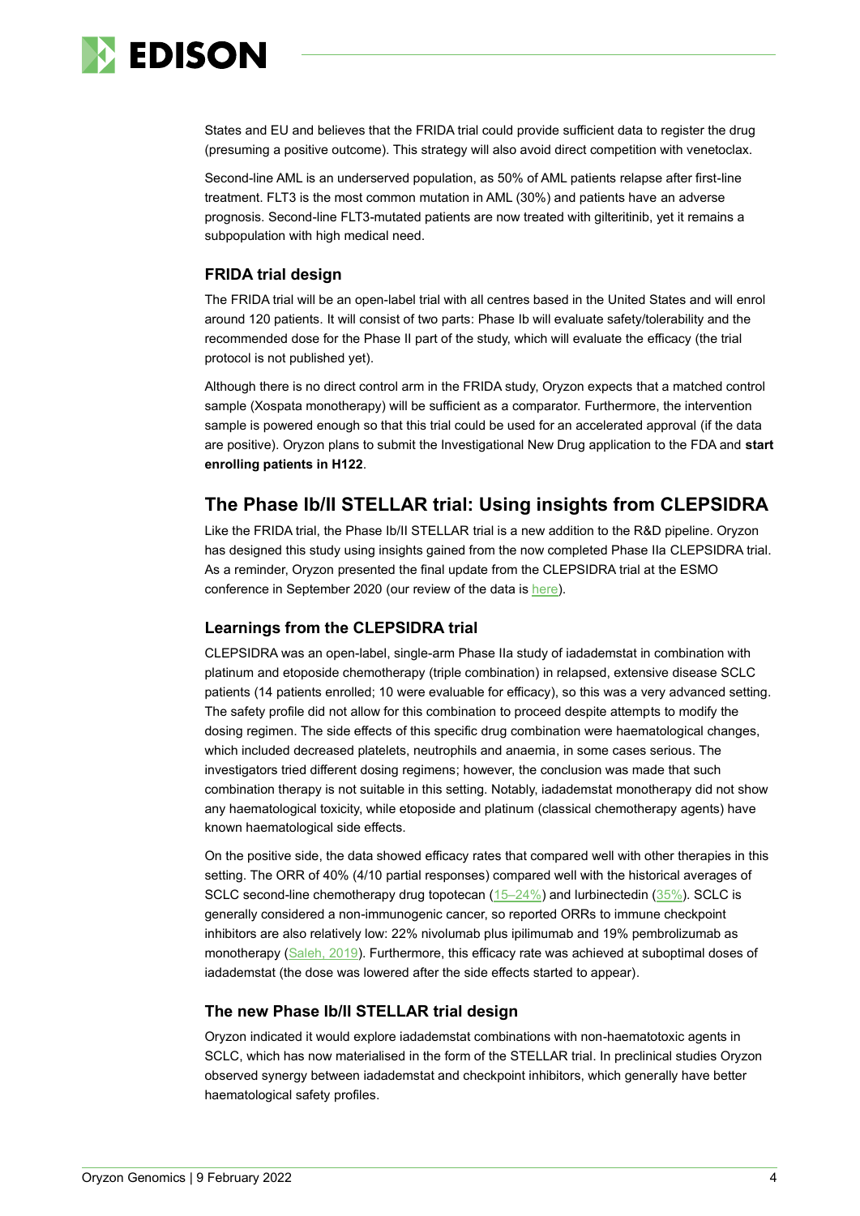States and EU and believes that the FRIDA trial could provide sufficient data to register the drug (presuming a positive outcome). This strategy will also avoid direct competition with venetoclax.

Second-line AML is an underserved population, as 50% of AML patients relapse after first-line treatment. FLT3 is the most common mutation in AML (30%) and patients have an adverse prognosis. Second-line FLT3-mutated patients are now treated with gilteritinib, yet it remains a subpopulation with high medical need.

### FRIDA trial design

The FRIDA trial will be an open-label trial with all centres based in the United States and will enrol around 120 patients. It will consist of two parts: Phase Ib will evaluate safety/tolerability and the recommended dose for the Phase II part of the study, which will evaluate the efficacy (the trial protocol is not published yet).

Although there is no direct control arm in the FRIDA study, Oryzon expects that a matched control sample (Xospata monotherapy) will be sufficient as a comparator. Furthermore, the intervention sample is powered enough so that this trial could be used for an accelerated approval (if the data are positive). Oryzon plans to submit the Investigational New Drug application to the FDA and **start enrolling patients in H122**.

## The Phase Ib/II STELLAR trial: Using insights from CLEPSIDRA

Like the FRIDA trial, the Phase Ib/II STELLAR trial is a new addition to the R&D pipeline. Oryzon has designed this study using insights gained from the now completed Phase IIa CLEPSIDRA trial. As a reminder, Oryzon presented the final update from the CLEPSIDRA trial at the ESMO conference in September 2020 (our review of the data is here).

### Learnings from the CLEPSIDRA trial

CLEPSIDRA was an open-label, single-arm Phase IIa study of iadademstat in combination with platinum and etoposide chemotherapy (triple combination) in relapsed, extensive disease SCLC patients (14 patients enrolled; 10 were evaluable for efficacy), so this was a very advanced setting. The safety profile did not allow for this combination to proceed despite attempts to modify the dosing regimen. The side effects of this specific drug combination were haematological changes, which included decreased platelets, neutrophils and anaemia, in some cases serious. The investigators tried different dosing regimens; however, the conclusion was made that such combination therapy is not suitable in this setting. Notably, iadademstat monotherapy did not show any haematological toxicity, while etoposide and platinum (classical chemotherapy agents) have known haematological side effects.

On the positive side, the data showed efficacy rates that compared well with other therapies in this setting. The ORR of 40% (4/10 partial responses) compared well with the historical averages of SCLC second-line chemotherapy drug topotecan (15–24%) and lurbinectedin (35%). SCLC is generally considered a non-immunogenic cancer, so reported ORRs to immune checkpoint inhibitors are also relatively low: 22% nivolumab plus ipilimumab and 19% pembrolizumab as monotherapy (Saleh, 2019). Furthermore, this efficacy rate was achieved at suboptimal doses of iadademstat (the dose was lowered after the side effects started to appear).

### The new Phase Ib/II STELLAR trial design

Oryzon indicated it would explore iadademstat combinations with non-haematotoxic agents in SCLC, which has now materialised in the form of the STELLAR trial. In preclinical studies Oryzon observed synergy between iadademstat and checkpoint inhibitors, which generally have better haematological safety profiles.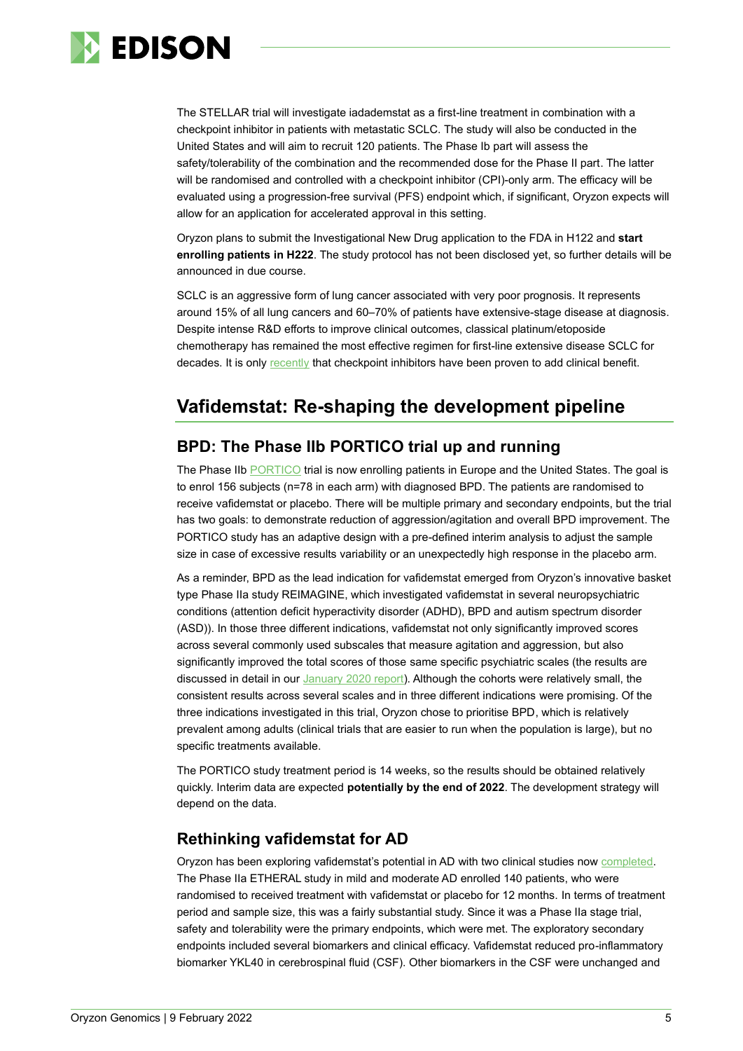The STELLAR trial will investigate iadademstat as a first-line treatment in combination with a checkpoint inhibitor in patients with metastatic SCLC. The study will also be conducted in the United States and will aim to recruit 120 patients. The Phase Ib part will assess the safety/tolerability of the combination and the recommended dose for the Phase II part. The latter will be randomised and controlled with a checkpoint inhibitor (CPI)-only arm. The efficacy will be evaluated using a progression-free survival (PFS) endpoint which, if significant, Oryzon expects will allow for an application for accelerated approval in this setting.

Oryzon plans to submit the Investigational New Drug application to the FDA in H122 and **start enrolling patients in H222**. The study protocol has not been disclosed yet, so further details will be announced in due course.

SCLC is an aggressive form of lung cancer associated with very poor prognosis. It represents around 15% of all lung cancers and 60–70% of patients have extensive-stage disease at diagnosis. Despite intense R&D efforts to improve clinical outcomes, classical platinum/etoposide chemotherapy has remained the most effective regimen for first-line extensive disease SCLC for decades. It is only recently that checkpoint inhibitors have been proven to add clinical benefit.

## Vafidemstat: Re-shaping the development pipeline

### BPD: The Phase IIb PORTICO trial up and running

The Phase IIb PORTICO trial is now enrolling patients in Europe and the United States. The goal is to enrol 156 subjects (n=78 in each arm) with diagnosed BPD. The patients are randomised to receive vafidemstat or placebo. There will be multiple primary and secondary endpoints, but the trial has two goals: to demonstrate reduction of aggression/agitation and overall BPD improvement. The PORTICO study has an adaptive design with a pre-defined interim analysis to adjust the sample size in case of excessive results variability or an unexpectedly high response in the placebo arm.

As a reminder, BPD as the lead indication for vafidemstat emerged from Oryzon's innovative basket type Phase IIa study REIMAGINE, which investigated vafidemstat in several neuropsychiatric conditions (attention deficit hyperactivity disorder (ADHD), BPD and autism spectrum disorder (ASD)). In those three different indications, vafidemstat not only significantly improved scores across several commonly used subscales that measure agitation and aggression, but also significantly improved the total scores of those same specific psychiatric scales (the results are discussed in detail in our January 2020 report). Although the cohorts were relatively small, the consistent results across several scales and in three different indications were promising. Of the three indications investigated in this trial, Oryzon chose to prioritise BPD, which is relatively prevalent among adults (clinical trials that are easier to run when the population is large), but no specific treatments available.

The PORTICO study treatment period is 14 weeks, so the results should be obtained relatively quickly. Interim data are expected **potentially by the end of 2022**. The development strategy will depend on the data.

### Rethinking vafidemstat for AD

Oryzon has been exploring vafidemstat's potential in AD with two clinical studies now completed. The Phase IIa ETHERAL study in mild and moderate AD enrolled 140 patients, who were randomised to received treatment with vafidemstat or placebo for 12 months. In terms of treatment period and sample size, this was a fairly substantial study. Since it was a Phase IIa stage trial, safety and tolerability were the primary endpoints, which were met. The exploratory secondary endpoints included several biomarkers and clinical efficacy. Vafidemstat reduced pro-inflammatory biomarker YKL40 in cerebrospinal fluid (CSF). Other biomarkers in the CSF were unchanged and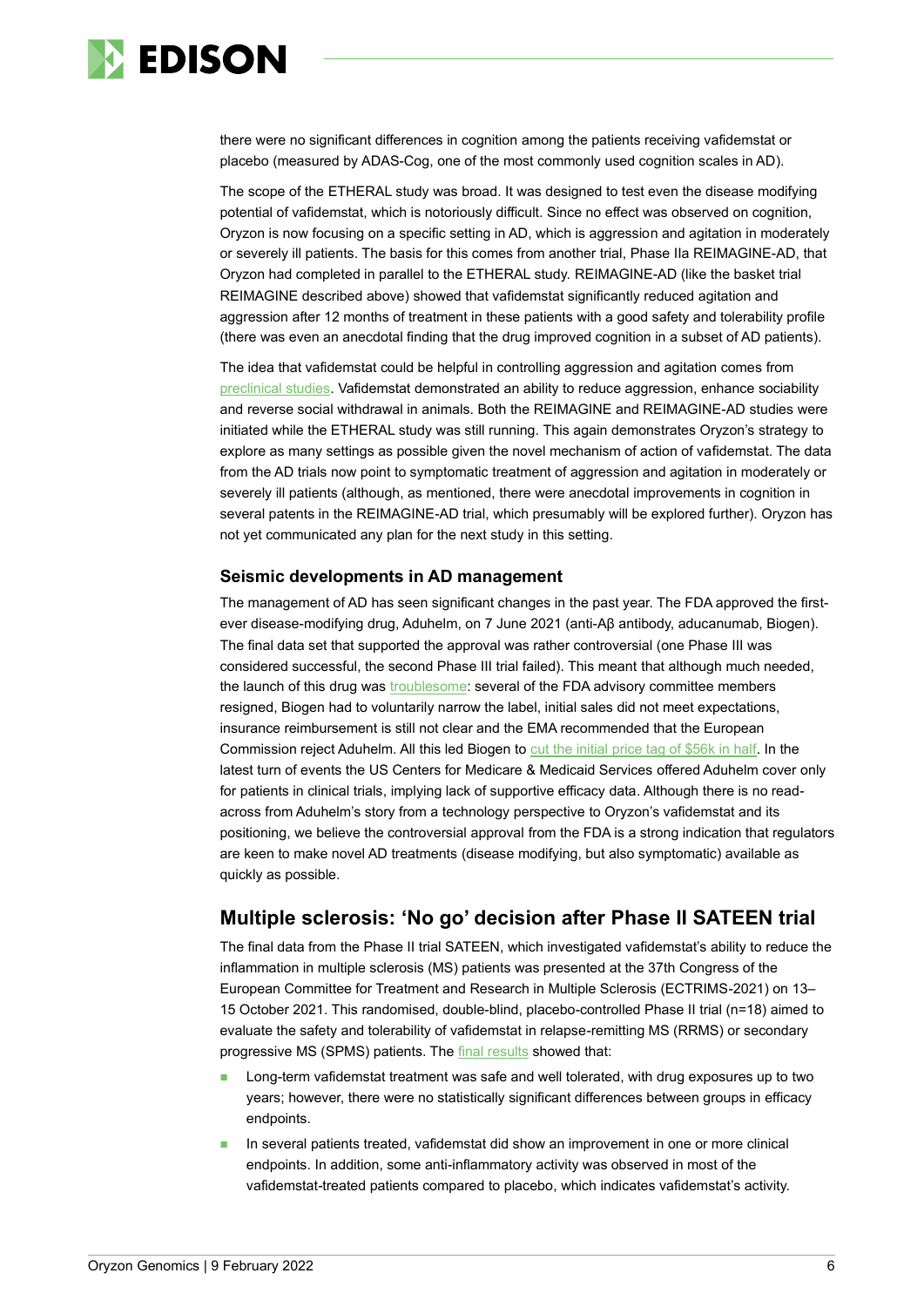there were no significant differences in cognition among the patients receiving vafidemstat or placebo (measured by ADAS-Cog, one of the most commonly used cognition scales in AD).

The scope of the ETHERAL study was broad. It was designed to test even the disease modifying potential of vafidemstat, which is notoriously difficult. Since no effect was observed on cognition, Oryzon is now focusing on a specific setting in AD, which is aggression and agitation in moderately or severely ill patients. The basis for this comes from another trial, Phase IIa REIMAGINE-AD, that Oryzon had completed in parallel to the ETHERAL study. REIMAGINE-AD (like the basket trial REIMAGINE described above) showed that vafidemstat significantly reduced agitation and aggression after 12 months of treatment in these patients with a good safety and tolerability profile (there was even an anecdotal finding that the drug improved cognition in a subset of AD patients).

The idea that vafidemstat could be helpful in controlling aggression and agitation comes from preclinical studies. Vafidemstat demonstrated an ability to reduce aggression, enhance sociability and reverse social withdrawal in animals. Both the REIMAGINE and REIMAGINE-AD studies were initiated while the ETHERAL study was still running. This again demonstrates Oryzon's strategy to explore as many settings as possible given the novel mechanism of action of vafidemstat. The data from the AD trials now point to symptomatic treatment of aggression and agitation in moderately or severely ill patients (although, as mentioned, there were anecdotal improvements in cognition in several patents in the REIMAGINE-AD trial, which presumably will be explored further). Oryzon has not yet communicated any plan for the next study in this setting.

### Seismic developments in AD management

The management of AD has seen significant changes in the past year. The FDA approved the first-ever disease-modifying drug, Aduhelm, on 7 June 2021 (anti-Aβ antibody, aducanumab, Biogen). The final data set that supported the approval was rather controversial (one Phase III was considered successful, the second Phase III trial failed). This meant that although much needed, the launch of this drug was troublesome: several of the FDA advisory committee members resigned, Biogen had to voluntarily narrow the label, initial sales did not meet expectations, insurance reimbursement is still not clear and the EMA recommended that the European Commission reject Aduhelm. All this led Biogen to cut the initial price tag of $56k in half. In the latest turn of events the US Centers for Medicare & Medicaid Services offered Aduhelm cover only for patients in clinical trials, implying lack of supportive efficacy data. Although there is no read-across from Aduhelm's story from a technology perspective to Oryzon's vafidemstat and its positioning, we believe the controversial approval from the FDA is a strong indication that regulators are keen to make novel AD treatments (disease modifying, but also symptomatic) available as quickly as possible.

## Multiple sclerosis: 'No go' decision after Phase II SATEEN trial

The final data from the Phase II trial SATEEN, which investigated vafidemstat's ability to reduce the inflammation in multiple sclerosis (MS) patients was presented at the 37th Congress of the European Committee for Treatment and Research in Multiple Sclerosis (ECTRIMS-2021) on 13–15 October 2021. This randomised, double-blind, placebo-controlled Phase II trial (n=18) aimed to evaluate the safety and tolerability of vafidemstat in relapse-remitting MS (RRMS) or secondary progressive MS (SPMS) patients. The final results showed that:

- Long-term vafidemstat treatment was safe and well tolerated, with drug exposures up to two years; however, there were no statistically significant differences between groups in efficacy endpoints.
- In several patients treated, vafidemstat did show an improvement in one or more clinical endpoints. In addition, some anti-inflammatory activity was observed in most of the vafidemstat-treated patients compared to placebo, which indicates vafidemstat's activity.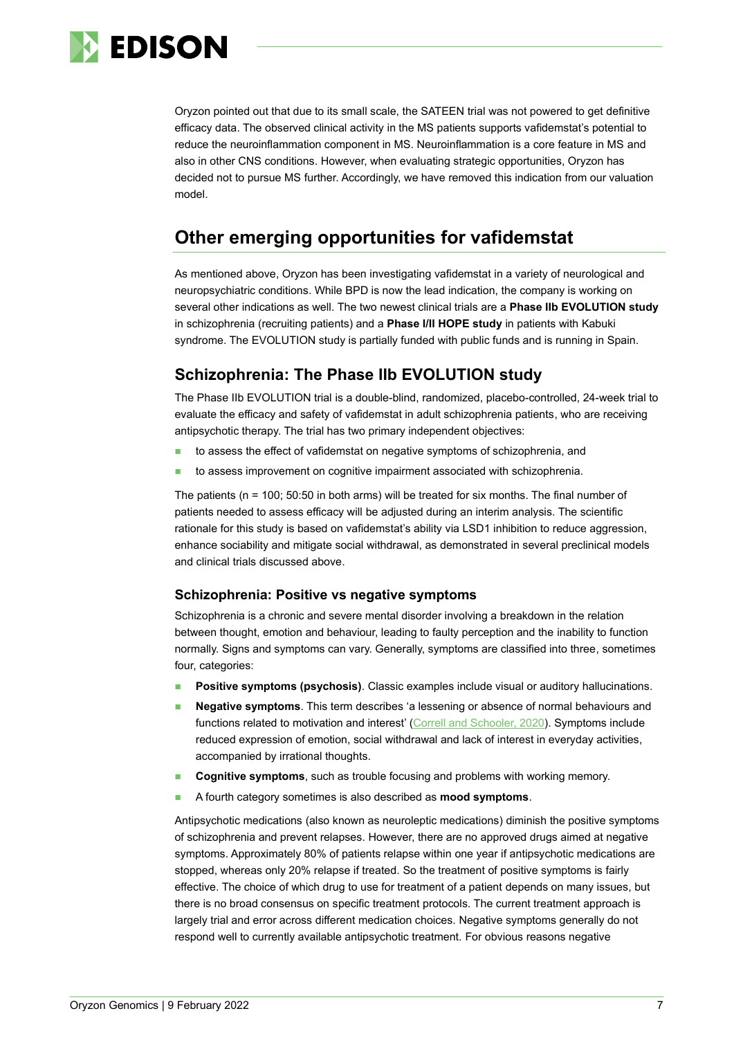Oryzon pointed out that due to its small scale, the SATEEN trial was not powered to get definitive efficacy data. The observed clinical activity in the MS patients supports vafidemstat's potential to reduce the neuroinflammation component in MS. Neuroinflammation is a core feature in MS and also in other CNS conditions. However, when evaluating strategic opportunities, Oryzon has decided not to pursue MS further. Accordingly, we have removed this indication from our valuation model.

## Other emerging opportunities for vafidemstat

As mentioned above, Oryzon has been investigating vafidemstat in a variety of neurological and neuropsychiatric conditions. While BPD is now the lead indication, the company is working on several other indications as well. The two newest clinical trials are a **Phase IIb EVOLUTION study** in schizophrenia (recruiting patients) and a **Phase I/II HOPE study** in patients with Kabuki syndrome. The EVOLUTION study is partially funded with public funds and is running in Spain.

### Schizophrenia: The Phase IIb EVOLUTION study

The Phase IIb EVOLUTION trial is a double-blind, randomized, placebo-controlled, 24-week trial to evaluate the efficacy and safety of vafidemstat in adult schizophrenia patients, who are receiving antipsychotic therapy. The trial has two primary independent objectives:

- to assess the effect of vafidemstat on negative symptoms of schizophrenia, and
- to assess improvement on cognitive impairment associated with schizophrenia.

The patients (n = 100; 50:50 in both arms) will be treated for six months. The final number of patients needed to assess efficacy will be adjusted during an interim analysis. The scientific rationale for this study is based on vafidemstat's ability via LSD1 inhibition to reduce aggression, enhance sociability and mitigate social withdrawal, as demonstrated in several preclinical models and clinical trials discussed above.

#### Schizophrenia: Positive vs negative symptoms

Schizophrenia is a chronic and severe mental disorder involving a breakdown in the relation between thought, emotion and behaviour, leading to faulty perception and the inability to function normally. Signs and symptoms can vary. Generally, symptoms are classified into three, sometimes four, categories:

- **Positive symptoms (psychosis)**. Classic examples include visual or auditory hallucinations.
- **Negative symptoms**. This term describes 'a lessening or absence of normal behaviours and functions related to motivation and interest' (Correll and Schooler, 2020). Symptoms include reduced expression of emotion, social withdrawal and lack of interest in everyday activities, accompanied by irrational thoughts.
- **Cognitive symptoms**, such as trouble focusing and problems with working memory.
- A fourth category sometimes is also described as **mood symptoms**.

Antipsychotic medications (also known as neuroleptic medications) diminish the positive symptoms of schizophrenia and prevent relapses. However, there are no approved drugs aimed at negative symptoms. Approximately 80% of patients relapse within one year if antipsychotic medications are stopped, whereas only 20% relapse if treated. So the treatment of positive symptoms is fairly effective. The choice of which drug to use for treatment of a patient depends on many issues, but there is no broad consensus on specific treatment protocols. The current treatment approach is largely trial and error across different medication choices. Negative symptoms generally do not respond well to currently available antipsychotic treatment. For obvious reasons negative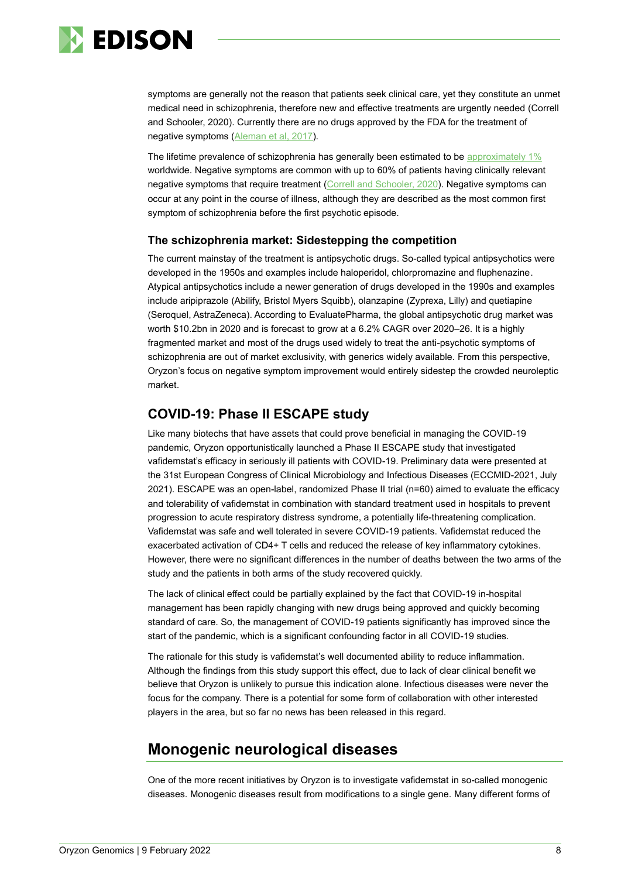symptoms are generally not the reason that patients seek clinical care, yet they constitute an unmet medical need in schizophrenia, therefore new and effective treatments are urgently needed (Correll and Schooler, 2020). Currently there are no drugs approved by the FDA for the treatment of negative symptoms (Aleman et al, 2017).

The lifetime prevalence of schizophrenia has generally been estimated to be approximately 1% worldwide. Negative symptoms are common with up to 60% of patients having clinically relevant negative symptoms that require treatment (Correll and Schooler, 2020). Negative symptoms can occur at any point in the course of illness, although they are described as the most common first symptom of schizophrenia before the first psychotic episode.

### The schizophrenia market: Sidestepping the competition

The current mainstay of the treatment is antipsychotic drugs. So-called typical antipsychotics were developed in the 1950s and examples include haloperidol, chlorpromazine and fluphenazine. Atypical antipsychotics include a newer generation of drugs developed in the 1990s and examples include aripiprazole (Abilify, Bristol Myers Squibb), olanzapine (Zyprexa, Lilly) and quetiapine (Seroquel, AstraZeneca). According to EvaluatePharma, the global antipsychotic drug market was worth $10.2bn in 2020 and is forecast to grow at a 6.2% CAGR over 2020–26. It is a highly fragmented market and most of the drugs used widely to treat the anti-psychotic symptoms of schizophrenia are out of market exclusivity, with generics widely available. From this perspective, Oryzon's focus on negative symptom improvement would entirely sidestep the crowded neuroleptic market.

## COVID-19: Phase II ESCAPE study

Like many biotechs that have assets that could prove beneficial in managing the COVID-19 pandemic, Oryzon opportunistically launched a Phase II ESCAPE study that investigated vafidemstat's efficacy in seriously ill patients with COVID-19. Preliminary data were presented at the 31st European Congress of Clinical Microbiology and Infectious Diseases (ECCMID-2021, July 2021). ESCAPE was an open-label, randomized Phase II trial (n=60) aimed to evaluate the efficacy and tolerability of vafidemstat in combination with standard treatment used in hospitals to prevent progression to acute respiratory distress syndrome, a potentially life-threatening complication. Vafidemstat was safe and well tolerated in severe COVID-19 patients. Vafidemstat reduced the exacerbated activation of CD4+ T cells and reduced the release of key inflammatory cytokines. However, there were no significant differences in the number of deaths between the two arms of the study and the patients in both arms of the study recovered quickly.

The lack of clinical effect could be partially explained by the fact that COVID-19 in-hospital management has been rapidly changing with new drugs being approved and quickly becoming standard of care. So, the management of COVID-19 patients significantly has improved since the start of the pandemic, which is a significant confounding factor in all COVID-19 studies.

The rationale for this study is vafidemstat's well documented ability to reduce inflammation. Although the findings from this study support this effect, due to lack of clear clinical benefit we believe that Oryzon is unlikely to pursue this indication alone. Infectious diseases were never the focus for the company. There is a potential for some form of collaboration with other interested players in the area, but so far no news has been released in this regard.

# Monogenic neurological diseases

One of the more recent initiatives by Oryzon is to investigate vafidemstat in so-called monogenic diseases. Monogenic diseases result from modifications to a single gene. Many different forms of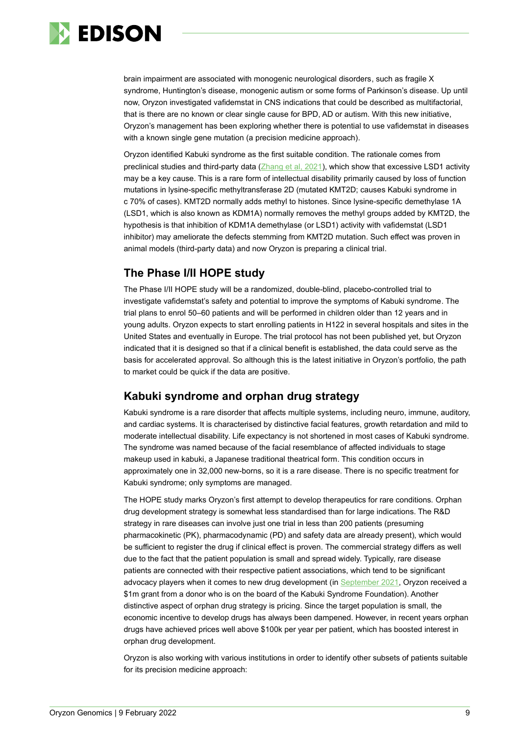brain impairment are associated with monogenic neurological disorders, such as fragile X syndrome, Huntington's disease, monogenic autism or some forms of Parkinson's disease. Up until now, Oryzon investigated vafidemstat in CNS indications that could be described as multifactorial, that is there are no known or clear single cause for BPD, AD or autism. With this new initiative, Oryzon's management has been exploring whether there is potential to use vafidemstat in diseases with a known single gene mutation (a precision medicine approach).

Oryzon identified Kabuki syndrome as the first suitable condition. The rationale comes from preclinical studies and third-party data (Zhang et al, 2021), which show that excessive LSD1 activity may be a key cause. This is a rare form of intellectual disability primarily caused by loss of function mutations in lysine-specific methyltransferase 2D (mutated KMT2D; causes Kabuki syndrome in c 70% of cases). KMT2D normally adds methyl to histones. Since lysine-specific demethylase 1A (LSD1, which is also known as KDM1A) normally removes the methyl groups added by KMT2D, the hypothesis is that inhibition of KDM1A demethylase (or LSD1) activity with vafidemstat (LSD1 inhibitor) may ameliorate the defects stemming from KMT2D mutation. Such effect was proven in animal models (third-party data) and now Oryzon is preparing a clinical trial.

## The Phase I/II HOPE study

The Phase I/II HOPE study will be a randomized, double-blind, placebo-controlled trial to investigate vafidemstat's safety and potential to improve the symptoms of Kabuki syndrome. The trial plans to enrol 50–60 patients and will be performed in children older than 12 years and in young adults. Oryzon expects to start enrolling patients in H122 in several hospitals and sites in the United States and eventually in Europe. The trial protocol has not been published yet, but Oryzon indicated that it is designed so that if a clinical benefit is established, the data could serve as the basis for accelerated approval. So although this is the latest initiative in Oryzon's portfolio, the path to market could be quick if the data are positive.

## Kabuki syndrome and orphan drug strategy

Kabuki syndrome is a rare disorder that affects multiple systems, including neuro, immune, auditory, and cardiac systems. It is characterised by distinctive facial features, growth retardation and mild to moderate intellectual disability. Life expectancy is not shortened in most cases of Kabuki syndrome. The syndrome was named because of the facial resemblance of affected individuals to stage makeup used in kabuki, a Japanese traditional theatrical form. This condition occurs in approximately one in 32,000 new-borns, so it is a rare disease. There is no specific treatment for Kabuki syndrome; only symptoms are managed.

The HOPE study marks Oryzon's first attempt to develop therapeutics for rare conditions. Orphan drug development strategy is somewhat less standardised than for large indications. The R&D strategy in rare diseases can involve just one trial in less than 200 patients (presuming pharmacokinetic (PK), pharmacodynamic (PD) and safety data are already present), which would be sufficient to register the drug if clinical effect is proven. The commercial strategy differs as well due to the fact that the patient population is small and spread widely. Typically, rare disease patients are connected with their respective patient associations, which tend to be significant advocacy players when it comes to new drug development (in September 2021, Oryzon received a $1m grant from a donor who is on the board of the Kabuki Syndrome Foundation). Another distinctive aspect of orphan drug strategy is pricing. Since the target population is small, the economic incentive to develop drugs has always been dampened. However, in recent years orphan drugs have achieved prices well above $100k per year per patient, which has boosted interest in orphan drug development.

Oryzon is also working with various institutions in order to identify other subsets of patients suitable for its precision medicine approach: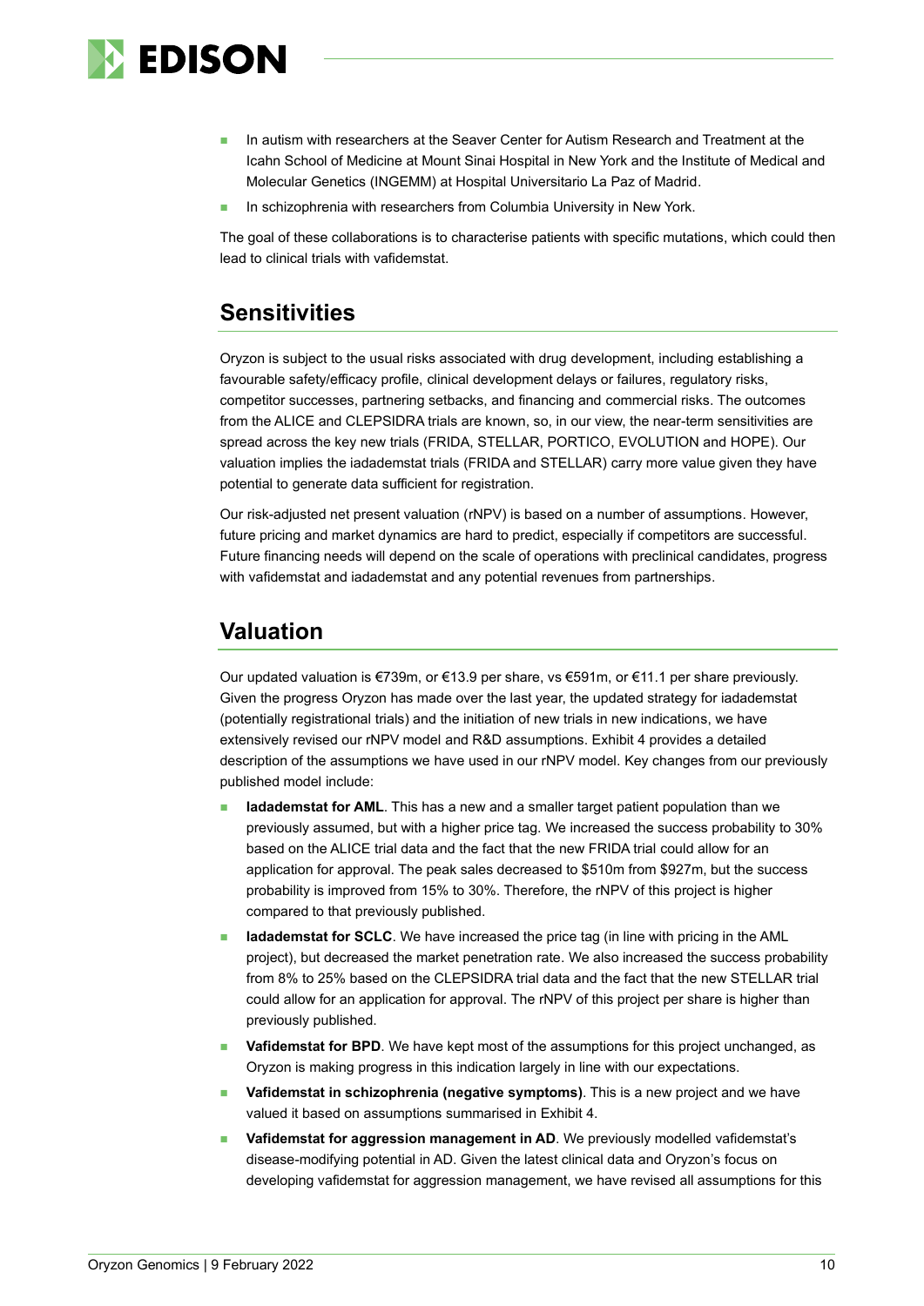- In autism with researchers at the Seaver Center for Autism Research and Treatment at the Icahn School of Medicine at Mount Sinai Hospital in New York and the Institute of Medical and Molecular Genetics (INGEMM) at Hospital Universitario La Paz of Madrid.
- In schizophrenia with researchers from Columbia University in New York.

The goal of these collaborations is to characterise patients with specific mutations, which could then lead to clinical trials with vafidemstat.

## Sensitivities

Oryzon is subject to the usual risks associated with drug development, including establishing a favourable safety/efficacy profile, clinical development delays or failures, regulatory risks, competitor successes, partnering setbacks, and financing and commercial risks. The outcomes from the ALICE and CLEPSIDRA trials are known, so, in our view, the near-term sensitivities are spread across the key new trials (FRIDA, STELLAR, PORTICO, EVOLUTION and HOPE). Our valuation implies the iadademstat trials (FRIDA and STELLAR) carry more value given they have potential to generate data sufficient for registration.

Our risk-adjusted net present valuation (rNPV) is based on a number of assumptions. However, future pricing and market dynamics are hard to predict, especially if competitors are successful. Future financing needs will depend on the scale of operations with preclinical candidates, progress with vafidemstat and iadademstat and any potential revenues from partnerships.

## Valuation

Our updated valuation is €739m, or €13.9 per share, vs €591m, or €11.1 per share previously. Given the progress Oryzon has made over the last year, the updated strategy for iadademstat (potentially registrational trials) and the initiation of new trials in new indications, we have extensively revised our rNPV model and R&D assumptions. Exhibit 4 provides a detailed description of the assumptions we have used in our rNPV model. Key changes from our previously published model include:

- **Iadademstat for AML**. This has a new and a smaller target patient population than we previously assumed, but with a higher price tag. We increased the success probability to 30% based on the ALICE trial data and the fact that the new FRIDA trial could allow for an application for approval. The peak sales decreased to $510m from $927m, but the success probability is improved from 15% to 30%. Therefore, the rNPV of this project is higher compared to that previously published.
- **Iadademstat for SCLC**. We have increased the price tag (in line with pricing in the AML project), but decreased the market penetration rate. We also increased the success probability from 8% to 25% based on the CLEPSIDRA trial data and the fact that the new STELLAR trial could allow for an application for approval. The rNPV of this project per share is higher than previously published.
- **Vafidemstat for BPD**. We have kept most of the assumptions for this project unchanged, as Oryzon is making progress in this indication largely in line with our expectations.
- **Vafidemstat in schizophrenia (negative symptoms)**. This is a new project and we have valued it based on assumptions summarised in Exhibit 4.
- **Vafidemstat for aggression management in AD**. We previously modelled vafidemstat's disease-modifying potential in AD. Given the latest clinical data and Oryzon's focus on developing vafidemstat for aggression management, we have revised all assumptions for this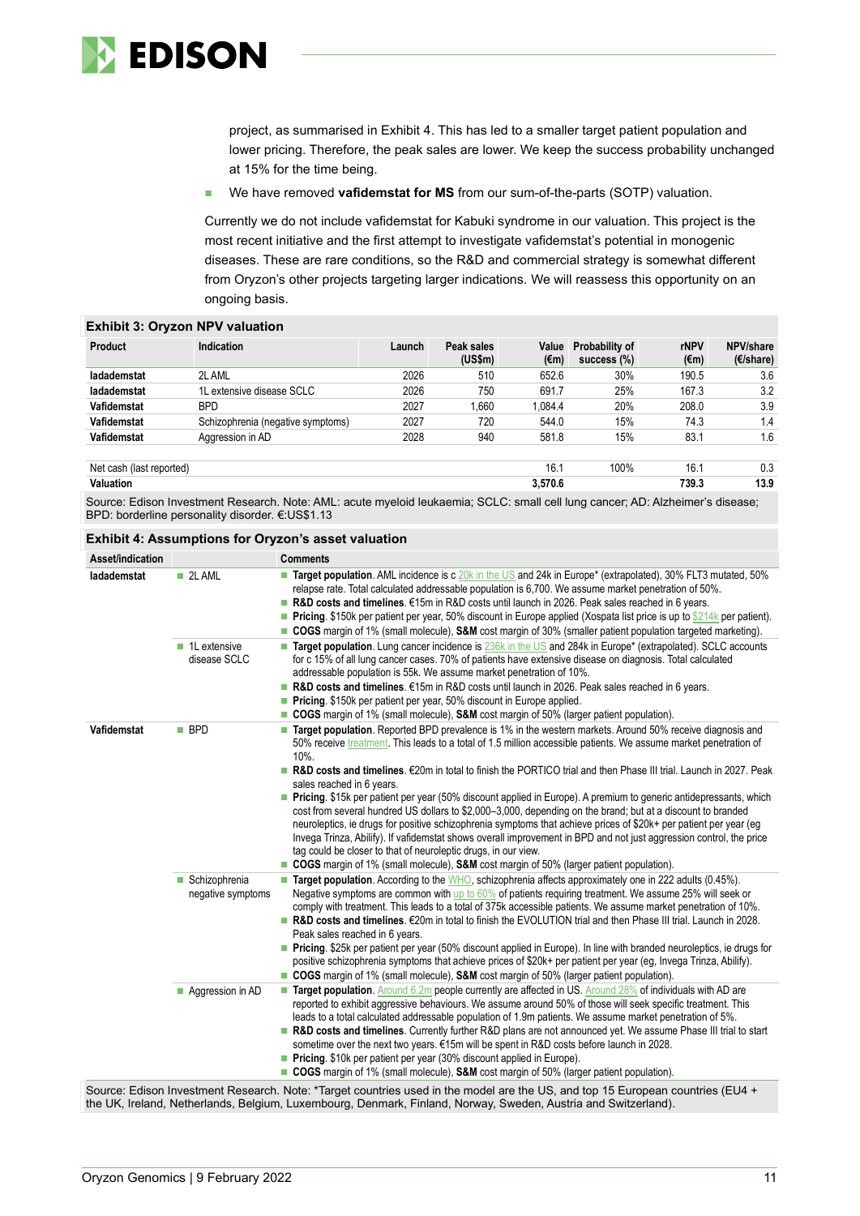project, as summarised in Exhibit 4. This has led to a smaller target patient population and lower pricing. Therefore, the peak sales are lower. We keep the success probability unchanged at 15% for the time being.

- We have removed **vafidemstat for MS** from our sum-of-the-parts (SOTP) valuation.

Currently we do not include vafidemstat for Kabuki syndrome in our valuation. This project is the most recent initiative and the first attempt to investigate vafidemstat's potential in monogenic diseases. These are rare conditions, so the R&D and commercial strategy is somewhat different from Oryzon's other projects targeting larger indications. We will reassess this opportunity on an ongoing basis.

**Exhibit 3: Oryzon NPV valuation**

| Product | Indication | Launch | Peak sales (US$m) | Value (€m) | Probability of success (%) | rNPV (€m) | NPV/share (€/share) |
|---|---|---|---|---|---|---|---|
| **Iadademstat** | 2L AML | 2026 | 510 | 652.6 | 30% | 190.5 | 3.6 |
| **Iadademstat** | 1L extensive disease SCLC | 2026 | 750 | 691.7 | 25% | 167.3 | 3.2 |
| **Vafidemstat** | BPD | 2027 | 1,660 | 1,084.4 | 20% | 208.0 | 3.9 |
| **Vafidemstat** | Schizophrenia (negative symptoms) | 2027 | 720 | 544.0 | 15% | 74.3 | 1.4 |
| **Vafidemstat** | Aggression in AD | 2028 | 940 | 581.8 | 15% | 83.1 | 1.6 |
| | | | | | | | |
| Net cash (last reported) | | | | 16.1 | 100% | 16.1 | 0.3 |
| **Valuation** | | | | **3,570.6** | | **739.3** | **13.9** |

Source: Edison Investment Research. Note: AML: acute myeloid leukaemia; SCLC: small cell lung cancer; AD: Alzheimer's disease; BPD: borderline personality disorder. €:US$1.13

**Exhibit 4: Assumptions for Oryzon's asset valuation**

| Asset/indication | | Comments |
|---|---|---|
| **Iadademstat** | 2L AML | **Target population**. AML incidence is c 20k in the US and 24k in Europe* (extrapolated), 30% FLT3 mutated, 50% relapse rate. Total calculated addressable population is 6,700. We assume market penetration of 50%.<br>**R&D costs and timelines**. €15m in R&D costs until launch in 2026. Peak sales reached in 6 years.<br>**Pricing**. $150k per patient per year, 50% discount in Europe applied (Xospata list price is up to $214k per patient).<br>**COGS** margin of 1% (small molecule), **S&M** cost margin of 30% (smaller patient population targeted marketing). |
| | 1L extensive disease SCLC | **Target population**. Lung cancer incidence is 236k in the US and 284k in Europe* (extrapolated). SCLC accounts for c 15% of all lung cancer cases. 70% of patients have extensive disease on diagnosis. Total calculated addressable population is 55k. We assume market penetration of 10%.<br>**R&D costs and timelines**. €15m in R&D costs until launch in 2026. Peak sales reached in 6 years.<br>**Pricing**. $150k per patient per year, 50% discount in Europe applied.<br>**COGS** margin of 1% (small molecule), **S&M** cost margin of 50% (larger patient population). |
| **Vafidemstat** | BPD | **Target population**. Reported BPD prevalence is 1% in the western markets. Around 50% receive diagnosis and 50% receive treatment. This leads to a total of 1.5 million accessible patients. We assume market penetration of 10%.<br>**R&D costs and timelines**. €20m in total to finish the PORTICO trial and then Phase III trial. Launch in 2027. Peak sales reached in 6 years.<br>**Pricing**. $15k per patient per year (50% discount applied in Europe). A premium to generic antidepressants, which cost from several hundred US dollars to $2,000–3,000, depending on the brand; but at a discount to branded neuroleptics, ie drugs for positive schizophrenia symptoms that achieve prices of $20k+ per patient per year (eg Invega Trinza, Abilify). If vafidemstat shows overall improvement in BPD and not just aggression control, the price tag could be closer to that of neuroleptic drugs, in our view.<br>**COGS** margin of 1% (small molecule), **S&M** cost margin of 50% (larger patient population). |
| | Schizophrenia negative symptoms | **Target population**. According to the WHO, schizophrenia affects approximately one in 222 adults (0.45%). Negative symptoms are common with up to 60% of patients requiring treatment. We assume 25% will seek or comply with treatment. This leads to a total of 375k accessible patients. We assume market penetration of 10%.<br>**R&D costs and timelines**. €20m in total to finish the EVOLUTION trial and then Phase III trial. Launch in 2028. Peak sales reached in 6 years.<br>**Pricing**. $25k per patient per year (50% discount applied in Europe). In line with branded neuroleptics, ie drugs for positive schizophrenia symptoms that achieve prices of $20k+ per patient per year (eg, Invega Trinza, Abilify).<br>**COGS** margin of 1% (small molecule), **S&M** cost margin of 50% (larger patient population). |
| | Aggression in AD | **Target population**. Around 6.2m people currently are affected in US. Around 28% of individuals with AD are reported to exhibit aggressive behaviours. We assume around 50% of those will seek specific treatment. This leads to a total calculated addressable population of 1.9m patients. We assume market penetration of 5%.<br>**R&D costs and timelines**. Currently further R&D plans are not announced yet. We assume Phase III trial to start sometime over the next two years. €15m will be spent in R&D costs before launch in 2028.<br>**Pricing**. $10k per patient per year (30% discount applied in Europe).<br>**COGS** margin of 1% (small molecule), **S&M** cost margin of 50% (larger patient population). |

Source: Edison Investment Research. Note: *Target countries used in the model are the US, and top 15 European countries (EU4 + the UK, Ireland, Netherlands, Belgium, Luxembourg, Denmark, Finland, Norway, Sweden, Austria and Switzerland).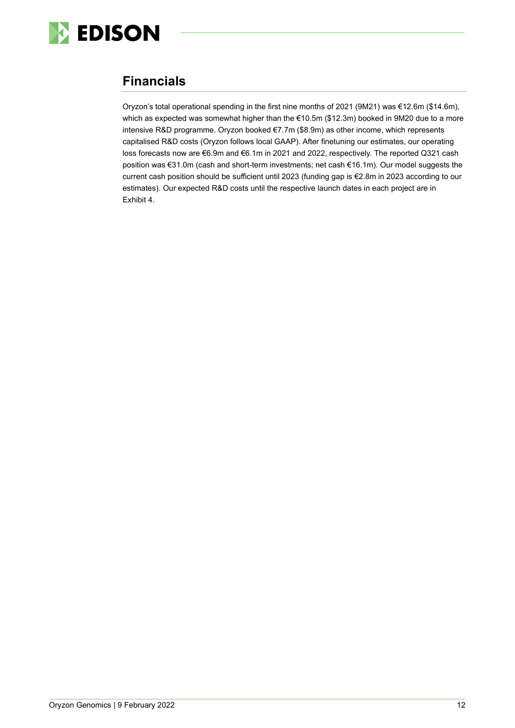## Financials

Oryzon's total operational spending in the first nine months of 2021 (9M21) was €12.6m ($14.6m), which as expected was somewhat higher than the €10.5m ($12.3m) booked in 9M20 due to a more intensive R&D programme. Oryzon booked €7.7m ($8.9m) as other income, which represents capitalised R&D costs (Oryzon follows local GAAP). After finetuning our estimates, our operating loss forecasts now are €6.9m and €6.1m in 2021 and 2022, respectively. The reported Q321 cash position was €31.0m (cash and short-term investments; net cash €16.1m). Our model suggests the current cash position should be sufficient until 2023 (funding gap is €2.8m in 2023 according to our estimates). Our expected R&D costs until the respective launch dates in each project are in Exhibit 4.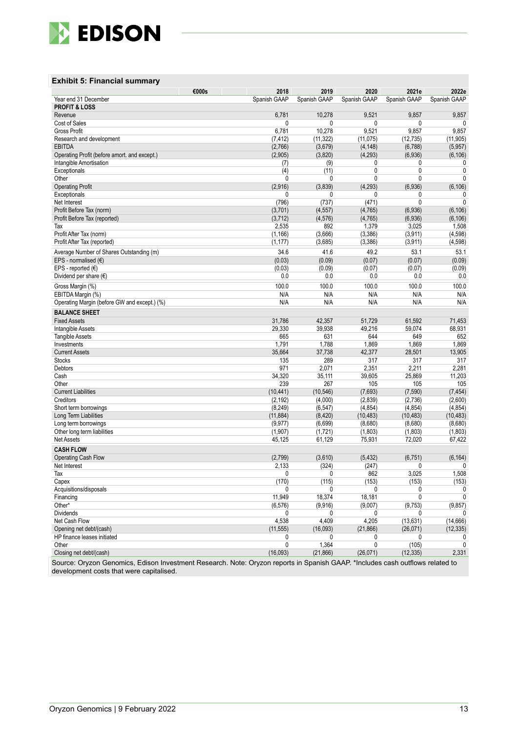**Exhibit 5: Financial summary**

| €000s | 2018 | 2019 | 2020 | 2021e | 2022e |
|---|---|---|---|---|---|
| Year end 31 December | Spanish GAAP | Spanish GAAP | Spanish GAAP | Spanish GAAP | Spanish GAAP |
| **PROFIT & LOSS** | | | | | |
| Revenue | 6,781 | 10,278 | 9,521 | 9,857 | 9,857 |
| Cost of Sales | 0 | 0 | 0 | 0 | 0 |
| Gross Profit | 6,781 | 10,278 | 9,521 | 9,857 | 9,857 |
| Research and development | (7,412) | (11,322) | (11,075) | (12,735) | (11,905) |
| EBITDA | (2,766) | (3,679) | (4,148) | (6,788) | (5,957) |
| Operating Profit (before amort. and except.) | (2,905) | (3,820) | (4,293) | (6,936) | (6,106) |
| Intangible Amortisation | (7) | (9) | 0 | 0 | 0 |
| Exceptionals | (4) | (11) | 0 | 0 | 0 |
| Other | 0 | 0 | 0 | 0 | 0 |
| Operating Profit | (2,916) | (3,839) | (4,293) | (6,936) | (6,106) |
| Exceptionals | 0 | 0 | 0 | 0 | 0 |
| Net Interest | (796) | (737) | (471) | 0 | 0 |
| Profit Before Tax (norm) | (3,701) | (4,557) | (4,765) | (6,936) | (6,106) |
| Profit Before Tax (reported) | (3,712) | (4,576) | (4,765) | (6,936) | (6,106) |
| Tax | 2,535 | 892 | 1,379 | 3,025 | 1,508 |
| Profit After Tax (norm) | (1,166) | (3,666) | (3,386) | (3,911) | (4,598) |
| Profit After Tax (reported) | (1,177) | (3,685) | (3,386) | (3,911) | (4,598) |
| Average Number of Shares Outstanding (m) | 34.6 | 41.6 | 49.2 | 53.1 | 53.1 |
| EPS - normalised (€) | (0.03) | (0.09) | (0.07) | (0.07) | (0.09) |
| EPS - reported (€) | (0.03) | (0.09) | (0.07) | (0.07) | (0.09) |
| Dividend per share (€) | 0.0 | 0.0 | 0.0 | 0.0 | 0.0 |
| Gross Margin (%) | 100.0 | 100.0 | 100.0 | 100.0 | 100.0 |
| EBITDA Margin (%) | N/A | N/A | N/A | N/A | N/A |
| Operating Margin (before GW and except.) (%) | N/A | N/A | N/A | N/A | N/A |
| **BALANCE SHEET** | | | | | |
| Fixed Assets | 31,786 | 42,357 | 51,729 | 61,592 | 71,453 |
| Intangible Assets | 29,330 | 39,938 | 49,216 | 59,074 | 68,931 |
| Tangible Assets | 665 | 631 | 644 | 649 | 652 |
| Investments | 1,791 | 1,788 | 1,869 | 1,869 | 1,869 |
| Current Assets | 35,664 | 37,738 | 42,377 | 28,501 | 13,905 |
| Stocks | 135 | 289 | 317 | 317 | 317 |
| Debtors | 971 | 2,071 | 2,351 | 2,211 | 2,281 |
| Cash | 34,320 | 35,111 | 39,605 | 25,869 | 11,203 |
| Other | 239 | 267 | 105 | 105 | 105 |
| Current Liabilities | (10,441) | (10,546) | (7,693) | (7,590) | (7,454) |
| Creditors | (2,192) | (4,000) | (2,839) | (2,736) | (2,600) |
| Short term borrowings | (8,249) | (6,547) | (4,854) | (4,854) | (4,854) |
| Long Term Liabilities | (11,884) | (8,420) | (10,483) | (10,483) | (10,483) |
| Long term borrowings | (9,977) | (6,699) | (8,680) | (8,680) | (8,680) |
| Other long term liabilities | (1,907) | (1,721) | (1,803) | (1,803) | (1,803) |
| Net Assets | 45,125 | 61,129 | 75,931 | 72,020 | 67,422 |
| **CASH FLOW** | | | | | |
| Operating Cash Flow | (2,799) | (3,610) | (5,432) | (6,751) | (6,164) |
| Net Interest | 2,133 | (324) | (247) | 0 | 0 |
| Tax | 0 | 0 | 862 | 3,025 | 1,508 |
| Capex | (170) | (115) | (153) | (153) | (153) |
| Acquisitions/disposals | 0 | 0 | 0 | 0 | 0 |
| Financing | 11,949 | 18,374 | 18,181 | 0 | 0 |
| Other* | (6,576) | (9,916) | (9,007) | (9,753) | (9,857) |
| Dividends | 0 | 0 | 0 | 0 | 0 |
| Net Cash Flow | 4,538 | 4,409 | 4,205 | (13,631) | (14,666) |
| Opening net debt/(cash) | (11,555) | (16,093) | (21,866) | (26,071) | (12,335) |
| HP finance leases initiated | 0 | 0 | 0 | 0 | 0 |
| Other | 0 | 1,364 | 0 | (105) | 0 |
| Closing net debt/(cash) | (16,093) | (21,866) | (26,071) | (12,335) | 2,331 |

Source: Oryzon Genomics, Edison Investment Research. Note: Oryzon reports in Spanish GAAP. *Includes cash outflows related to development costs that were capitalised.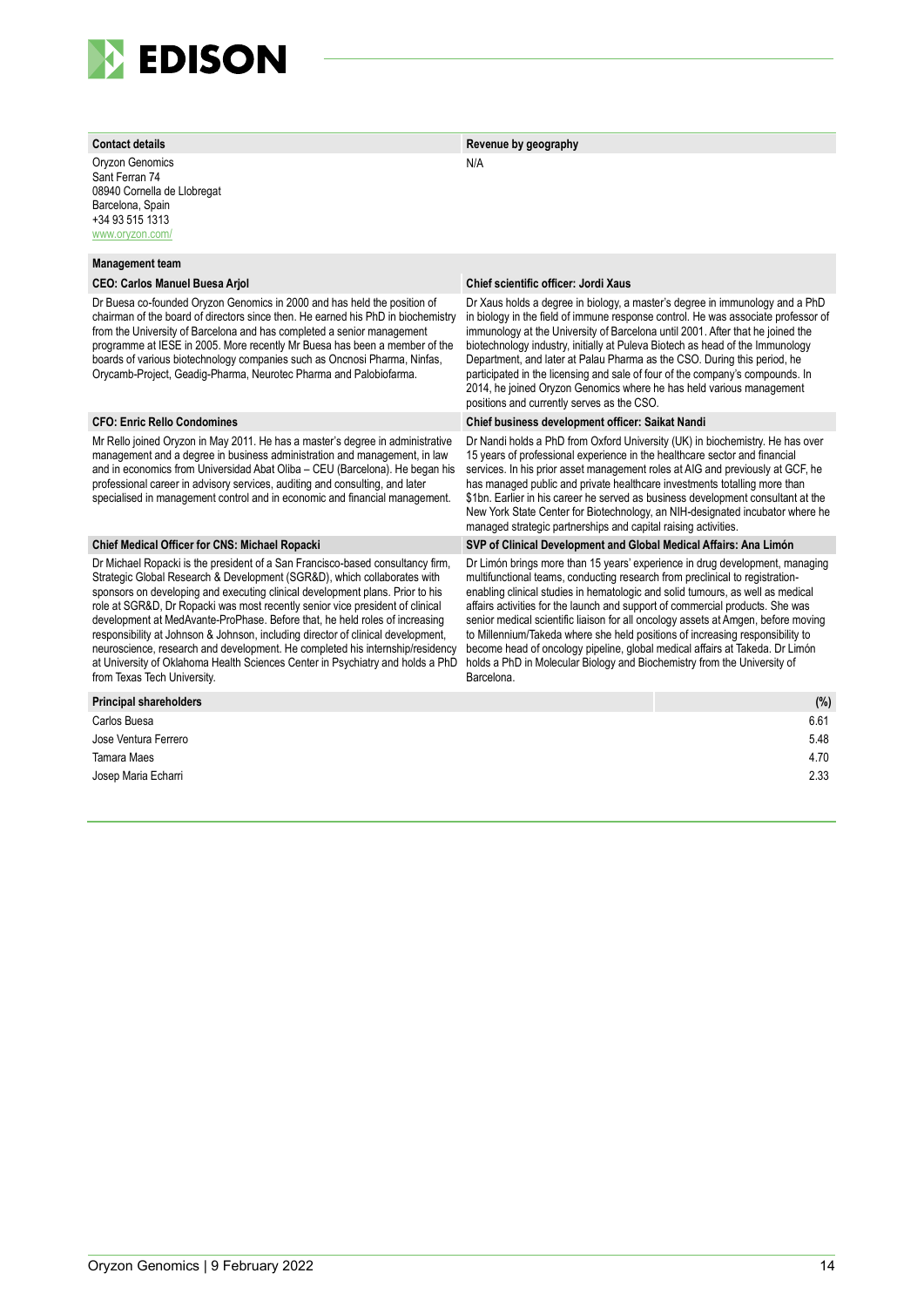**Contact details**

Oryzon Genomics
Sant Ferran 74
08940 Cornella de Llobregat
Barcelona, Spain
+34 93 515 1313
www.oryzon.com/

**Revenue by geography**

N/A

**Management team**

**CEO: Carlos Manuel Buesa Arjol**

Dr Buesa co-founded Oryzon Genomics in 2000 and has held the position of chairman of the board of directors since then. He earned his PhD in biochemistry from the University of Barcelona and has completed a senior management programme at IESE in 2005. More recently Mr Buesa has been a member of the boards of various biotechnology companies such as Oncnosi Pharma, Ninfas, Orycamb-Project, Geadig-Pharma, Neurotec Pharma and Palobiofarma.

**Chief scientific officer: Jordi Xaus**

Dr Xaus holds a degree in biology, a master's degree in immunology and a PhD in biology in the field of immune response control. He was associate professor of immunology at the University of Barcelona until 2001. After that he joined the biotechnology industry, initially at Puleva Biotech as head of the Immunology Department, and later at Palau Pharma as the CSO. During this period, he participated in the licensing and sale of four of the company's compounds. In 2014, he joined Oryzon Genomics where he has held various management positions and currently serves as the CSO.

**CFO: Enric Rello Condomines**

Mr Rello joined Oryzon in May 2011. He has a master's degree in administrative management and a degree in business administration and management, in law and in economics from Universidad Abat Oliba – CEU (Barcelona). He began his professional career in advisory services, auditing and consulting, and later specialised in management control and in economic and financial management.

**Chief business development officer: Saikat Nandi**

Dr Nandi holds a PhD from Oxford University (UK) in biochemistry. He has over 15 years of professional experience in the healthcare sector and financial services. In his prior asset management roles at AIG and previously at GCF, he has managed public and private healthcare investments totalling more than $1bn. Earlier in his career he served as business development consultant at the New York State Center for Biotechnology, an NIH-designated incubator where he managed strategic partnerships and capital raising activities.

**Chief Medical Officer for CNS: Michael Ropacki**

Dr Michael Ropacki is the president of a San Francisco-based consultancy firm, Strategic Global Research & Development (SGR&D), which collaborates with sponsors on developing and executing clinical development plans. Prior to his role at SGR&D, Dr Ropacki was most recently senior vice president of clinical development at MedAvante-ProPhase. Before that, he held roles of increasing responsibility at Johnson & Johnson, including director of clinical development, neuroscience, research and development. He completed his internship/residency at University of Oklahoma Health Sciences Center in Psychiatry and holds a PhD from Texas Tech University.

**SVP of Clinical Development and Global Medical Affairs: Ana Limón**

Dr Limón brings more than 15 years' experience in drug development, managing multifunctional teams, conducting research from preclinical to registration-enabling clinical studies in hematologic and solid tumours, as well as medical affairs activities for the launch and support of commercial products. She was senior medical scientific liaison for all oncology assets at Amgen, before moving to Millennium/Takeda where she held positions of increasing responsibility to become head of oncology pipeline, global medical affairs at Takeda. Dr Limón holds a PhD in Molecular Biology and Biochemistry from the University of Barcelona.

| Principal shareholders | (%) |
|---|---|
| Carlos Buesa | 6.61 |
| Jose Ventura Ferrero | 5.48 |
| Tamara Maes | 4.70 |
| Josep Maria Echarri | 2.33 |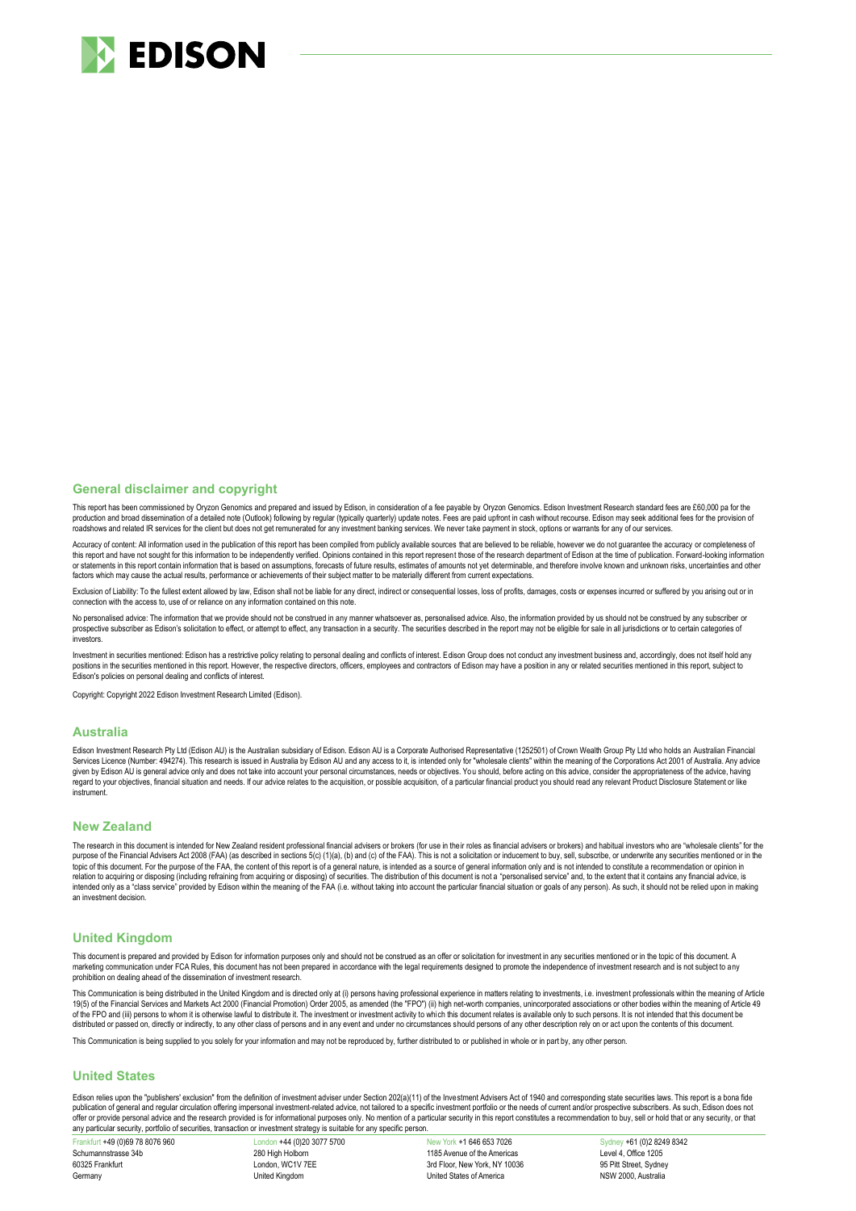## General disclaimer and copyright

This report has been commissioned by Oryzon Genomics and prepared and issued by Edison, in consideration of a fee payable by Oryzon Genomics. Edison Investment Research standard fees are £60,000 pa for the production and broad dissemination of a detailed note (Outlook) following by regular (typically quarterly) update notes. Fees are paid upfront in cash without recourse. Edison may seek additional fees for the provision of roadshows and related IR services for the client but does not get remunerated for any investment banking services. We never take payment in stock, options or warrants for any of our services.

Accuracy of content: All information used in the publication of this report has been compiled from publicly available sources that are believed to be reliable, however we do not guarantee the accuracy or completeness of this report and have not sought for this information to be independently verified. Opinions contained in this report represent those of the research department of Edison at the time of publication. Forward-looking information or statements in this report contain information that is based on assumptions, forecasts of future results, estimates of amounts not yet determinable, and therefore involve known and unknown risks, uncertainties and other factors which may cause the actual results, performance or achievements of their subject matter to be materially different from current expectations.

Exclusion of Liability: To the fullest extent allowed by law, Edison shall not be liable for any direct, indirect or consequential losses, loss of profits, damages, costs or expenses incurred or suffered by you arising out or in connection with the access to, use of or reliance on any information contained on this note.

No personalised advice: The information that we provide should not be construed in any manner whatsoever as, personalised advice. Also, the information provided by us should not be construed by any subscriber or prospective subscriber as Edison's solicitation to effect, or attempt to effect, any transaction in a security. The securities described in the report may not be eligible for sale in all jurisdictions or to certain categories of investors.

Investment in securities mentioned: Edison has a restrictive policy relating to personal dealing and conflicts of interest. Edison Group does not conduct any investment business and, accordingly, does not itself hold any positions in the securities mentioned in this report. However, the respective directors, officers, employees and contractors of Edison may have a position in any or related securities mentioned in this report, subject to Edison's policies on personal dealing and conflicts of interest.

Copyright: Copyright 2022 Edison Investment Research Limited (Edison).

## Australia

Edison Investment Research Pty Ltd (Edison AU) is the Australian subsidiary of Edison. Edison AU is a Corporate Authorised Representative (1252501) of Crown Wealth Group Pty Ltd who holds an Australian Financial Services Licence (Number: 494274). This research is issued in Australia by Edison AU and any access to it, is intended only for "wholesale clients" within the meaning of the Corporations Act 2001 of Australia. Any advice given by Edison AU is general advice only and does not take into account your personal circumstances, needs or objectives. You should, before acting on this advice, consider the appropriateness of the advice, having regard to your objectives, financial situation and needs. If our advice relates to the acquisition, or possible acquisition, of a particular financial product you should read any relevant Product Disclosure Statement or like instrument.

## New Zealand

The research in this document is intended for New Zealand resident professional financial advisers or brokers (for use in their roles as financial advisers or brokers) and habitual investors who are "wholesale clients" for the purpose of the Financial Advisers Act 2008 (FAA) (as described in sections 5(c) (1)(a), (b) and (c) of the FAA). This is not a solicitation or inducement to buy, sell, subscribe, or underwrite any securities mentioned or in the topic of this document. For the purpose of the FAA, the content of this report is of a general nature, is intended as a source of general information only and is not intended to constitute a recommendation or opinion in relation to acquiring or disposing (including refraining from acquiring or disposing) of securities. The distribution of this document is not a "personalised service" and, to the extent that it contains any financial advice, is intended only as a "class service" provided by Edison within the meaning of the FAA (i.e. without taking into account the particular financial situation or goals of any person). As such, it should not be relied upon in making an investment decision.

## United Kingdom

This document is prepared and provided by Edison for information purposes only and should not be construed as an offer or solicitation for investment in any securities mentioned or in the topic of this document. A marketing communication under FCA Rules, this document has not been prepared in accordance with the legal requirements designed to promote the independence of investment research and is not subject to any prohibition on dealing ahead of the dissemination of investment research.

This Communication is being distributed in the United Kingdom and is directed only at (i) persons having professional experience in matters relating to investments, i.e. investment professionals within the meaning of Article 19(5) of the Financial Services and Markets Act 2000 (Financial Promotion) Order 2005, as amended (the "FPO") (ii) high net-worth companies, unincorporated associations or other bodies within the meaning of Article 49 of the FPO and (iii) persons to whom it is otherwise lawful to distribute it. The investment or investment activity to which this document relates is available only to such persons. It is not intended that this document be distributed or passed on, directly or indirectly, to any other class of persons and in any event and under no circumstances should persons of any other description rely on or act upon the contents of this document.

This Communication is being supplied to you solely for your information and may not be reproduced by, further distributed to or published in whole or in part by, any other person.

## United States

Edison relies upon the "publishers' exclusion" from the definition of investment adviser under Section 202(a)(11) of the Investment Advisers Act of 1940 and corresponding state securities laws. This report is a bona fide publication of general and regular circulation offering impersonal investment-related advice, not tailored to a specific investment portfolio or the needs of current and/or prospective subscribers. As such, Edison does not offer or provide personal advice and the research provided is for informational purposes only. No mention of a particular security in this report constitutes a recommendation to buy, sell or hold that or any security, or that any particular security, portfolio of securities, transaction or investment strategy is suitable for any specific person.

Frankfurt +49 (0)69 78 8076 960
Schumannstrasse 34b
60325 Frankfurt
Germany

London +44 (0)20 3077 5700
280 High Holborn
London, WC1V 7EE
United Kingdom

New York +1 646 653 7026
1185 Avenue of the Americas
3rd Floor, New York, NY 10036
United States of America

Sydney +61 (0)2 8249 8342
Level 4, Office 1205
95 Pitt Street, Sydney
NSW 2000, Australia